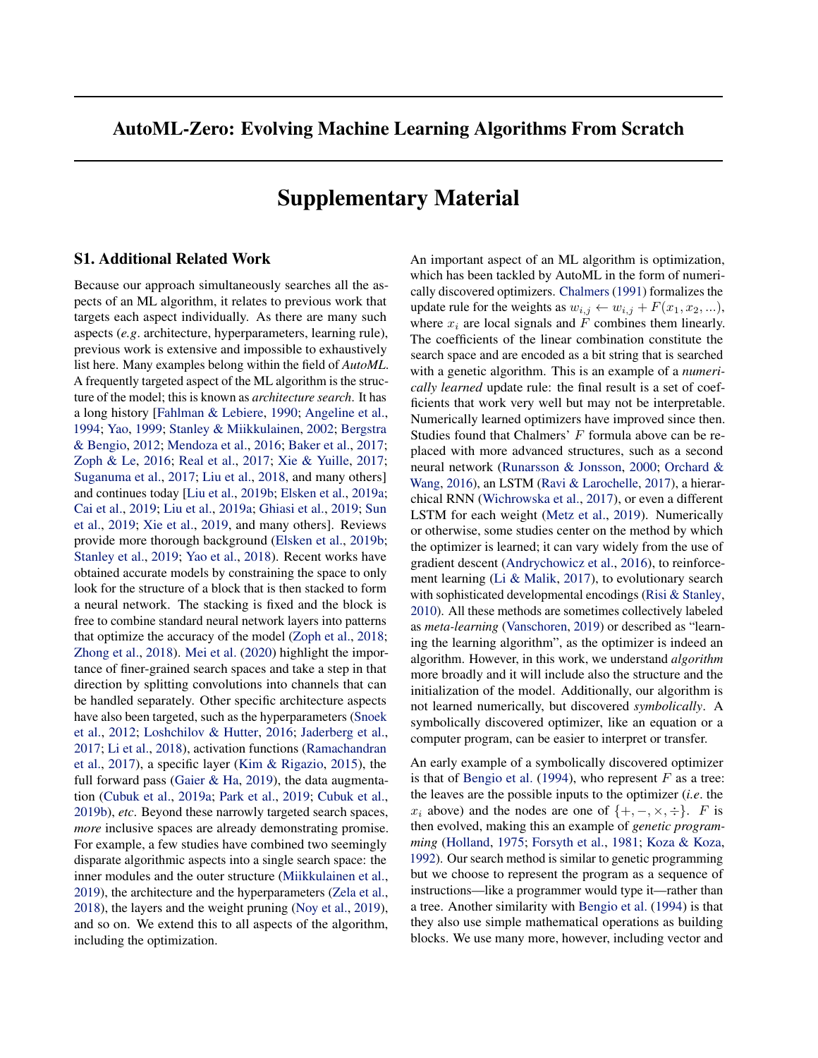# AutoML-Zero: Evolving Machine Learning Algorithms From Scratch

# Supplementary Material

## S1. Additional Related Work

Because our approach simultaneously searches all the aspects of an ML algorithm, it relates to previous work that targets each aspect individually. As there are many such aspects (*e.g.* architecture, hyperparameters, learning rule), previous work is extensive and impossible to exhaustively list here. Many examples belong within the field of *AutoML*. A frequently targeted aspect of the ML algorithm is the structure of the model; this is known as *architecture search*. It has a long history [Fahlman & Lebiere, 1990; Angeline et al., 1994; Yao, 1999; Stanley & Miikkulainen, 2002; Bergstra & Bengio, 2012; Mendoza et al., 2016; Baker et al., 2017; Zoph & Le, 2016; Real et al., 2017; Xie & Yuille, 2017; Suganuma et al., 2017; Liu et al., 2018, and many others] and continues today [Liu et al., 2019b; Elsken et al., 2019a; Cai et al., 2019; Liu et al., 2019a; Ghiasi et al., 2019; Sun et al., 2019; Xie et al., 2019, and many others]. Reviews provide more thorough background (Elsken et al., 2019b; Stanley et al., 2019; Yao et al., 2018). Recent works have obtained accurate models by constraining the space to only look for the structure of a block that is then stacked to form a neural network. The stacking is fixed and the block is free to combine standard neural network layers into patterns that optimize the accuracy of the model (Zoph et al., 2018; Zhong et al., 2018). Mei et al. (2020) highlight the importance of finer-grained search spaces and take a step in that direction by splitting convolutions into channels that can be handled separately. Other specific architecture aspects have also been targeted, such as the hyperparameters (Snoek et al., 2012; Loshchilov & Hutter, 2016; Jaderberg et al., 2017; Li et al., 2018), activation functions (Ramachandran et al., 2017), a specific layer (Kim & Rigazio, 2015), the full forward pass (Gaier & Ha, 2019), the data augmentation (Cubuk et al., 2019a; Park et al., 2019; Cubuk et al., 2019b), *etc*. Beyond these narrowly targeted search spaces, *more* inclusive spaces are already demonstrating promise. For example, a few studies have combined two seemingly disparate algorithmic aspects into a single search space: the inner modules and the outer structure (Miikkulainen et al., 2019), the architecture and the hyperparameters (Zela et al., 2018), the layers and the weight pruning (Noy et al., 2019), and so on. We extend this to all aspects of the algorithm, including the optimization.

An important aspect of an ML algorithm is optimization, which has been tackled by AutoML in the form of numerically discovered optimizers. Chalmers (1991) formalizes the update rule for the weights as $w_{i,j} \leftarrow w_{i,j} + F(x_1, x_2, ...)$, where $x_i$ are local signals and $F$ combines them linearly. The coefficients of the linear combination constitute the search space and are encoded as a bit string that is searched with a genetic algorithm. This is an example of a *numerically learned* update rule: the final result is a set of coefficients that work very well but may not be interpretable. Numerically learned optimizers have improved since then. Studies found that Chalmers' $F$ formula above can be replaced with more advanced structures, such as a second neural network (Runarsson & Jonsson, 2000; Orchard & Wang, 2016), an LSTM (Ravi & Larochelle, 2017), a hierarchical RNN (Wichrowska et al., 2017), or even a different LSTM for each weight (Metz et al., 2019). Numerically or otherwise, some studies center on the method by which the optimizer is learned; it can vary widely from the use of gradient descent (Andrychowicz et al., 2016), to reinforcement learning (Li & Malik, 2017), to evolutionary search with sophisticated developmental encodings (Risi & Stanley, 2010). All these methods are sometimes collectively labeled as *meta-learning* (Vanschoren, 2019) or described as "learning the learning algorithm", as the optimizer is indeed an algorithm. However, in this work, we understand *algorithm* more broadly and it will include also the structure and the initialization of the model. Additionally, our algorithm is not learned numerically, but discovered *symbolically*. A symbolically discovered optimizer, like an equation or a computer program, can be easier to interpret or transfer.

An early example of a symbolically discovered optimizer is that of Bengio et al. (1994), who represent $F$ as a tree: the leaves are the possible inputs to the optimizer (*i.e.* the $x_i$ above) and the nodes are one of $\{+, -, \times, \div\}$. $F$ is then evolved, making this an example of *genetic programming* (Holland, 1975; Forsyth et al., 1981; Koza & Koza, 1992). Our search method is similar to genetic programming but we choose to represent the program as a sequence of instructions—like a programmer would type it—rather than a tree. Another similarity with Bengio et al. (1994) is that they also use simple mathematical operations as building blocks. We use many more, however, including vector and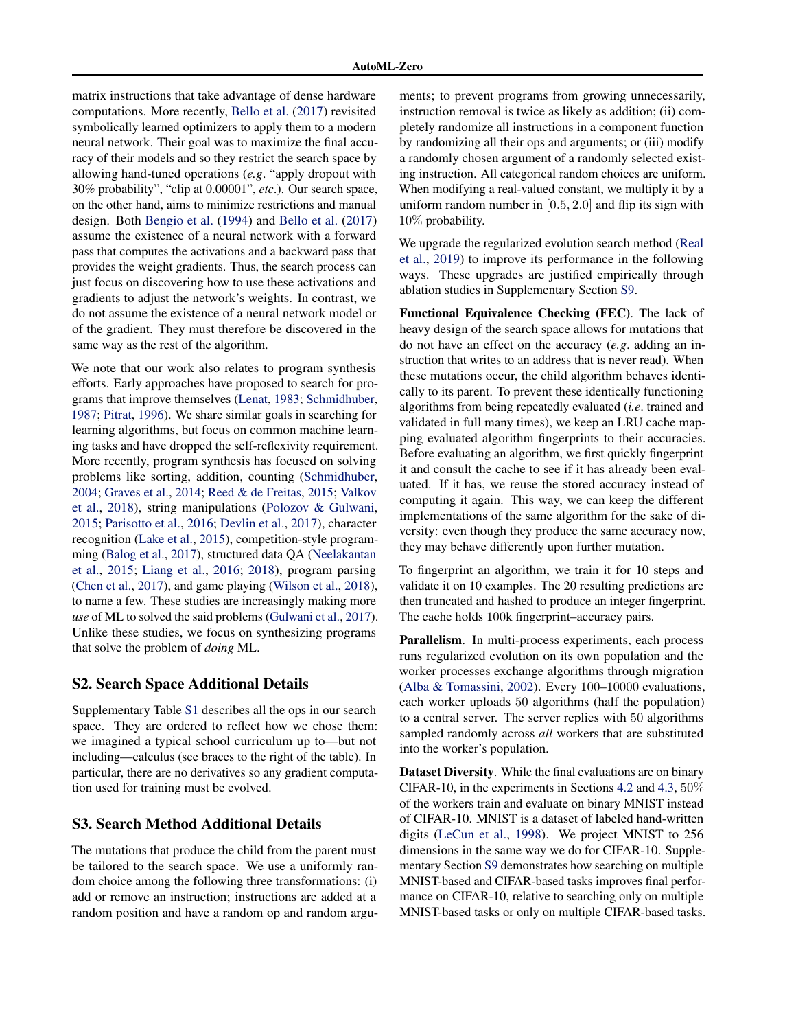matrix instructions that take advantage of dense hardware computations. More recently, Bello et al. (2017) revisited symbolically learned optimizers to apply them to a modern neural network. Their goal was to maximize the final accuracy of their models and so they restrict the search space by allowing hand-tuned operations (*e.g*. "apply dropout with 30% probability", "clip at 0.00001", *etc*.). Our search space, on the other hand, aims to minimize restrictions and manual design. Both Bengio et al. (1994) and Bello et al. (2017) assume the existence of a neural network with a forward pass that computes the activations and a backward pass that provides the weight gradients. Thus, the search process can just focus on discovering how to use these activations and gradients to adjust the network's weights. In contrast, we do not assume the existence of a neural network model or of the gradient. They must therefore be discovered in the same way as the rest of the algorithm.

We note that our work also relates to program synthesis efforts. Early approaches have proposed to search for programs that improve themselves (Lenat, 1983; Schmidhuber, 1987; Pitrat, 1996). We share similar goals in searching for learning algorithms, but focus on common machine learning tasks and have dropped the self-reflexivity requirement. More recently, program synthesis has focused on solving problems like sorting, addition, counting (Schmidhuber, 2004; Graves et al., 2014; Reed & de Freitas, 2015; Valkov et al., 2018), string manipulations (Polozov & Gulwani, 2015; Parisotto et al., 2016; Devlin et al., 2017), character recognition (Lake et al., 2015), competition-style programming (Balog et al., 2017), structured data QA (Neelakantan et al., 2015; Liang et al., 2016; 2018), program parsing (Chen et al., 2017), and game playing (Wilson et al., 2018), to name a few. These studies are increasingly making more *use* of ML to solved the said problems (Gulwani et al., 2017). Unlike these studies, we focus on synthesizing programs that solve the problem of *doing* ML.

## S2. Search Space Additional Details

Supplementary Table S1 describes all the ops in our search space. They are ordered to reflect how we chose them: we imagined a typical school curriculum up to—but not including—calculus (see braces to the right of the table). In particular, there are no derivatives so any gradient computation used for training must be evolved.

## S3. Search Method Additional Details

The mutations that produce the child from the parent must be tailored to the search space. We use a uniformly random choice among the following three transformations: (i) add or remove an instruction; instructions are added at a random position and have a random op and random arguments; to prevent programs from growing unnecessarily, instruction removal is twice as likely as addition; (ii) completely randomize all instructions in a component function by randomizing all their ops and arguments; or (iii) modify a randomly chosen argument of a randomly selected existing instruction. All categorical random choices are uniform. When modifying a real-valued constant, we multiply it by a uniform random number in $[0.5, 2.0]$ and flip its sign with $10\%$ probability.

We upgrade the regularized evolution search method (Real et al., 2019) to improve its performance in the following ways. These upgrades are justified empirically through ablation studies in Supplementary Section S9.

**Functional Equivalence Checking (FEC)**. The lack of heavy design of the search space allows for mutations that do not have an effect on the accuracy (*e.g*. adding an instruction that writes to an address that is never read). When these mutations occur, the child algorithm behaves identically to its parent. To prevent these identically functioning algorithms from being repeatedly evaluated (*i.e*. trained and validated in full many times), we keep an LRU cache mapping evaluated algorithm fingerprints to their accuracies. Before evaluating an algorithm, we first quickly fingerprint it and consult the cache to see if it has already been evaluated. If it has, we reuse the stored accuracy instead of computing it again. This way, we can keep the different implementations of the same algorithm for the sake of diversity: even though they produce the same accuracy now, they may behave differently upon further mutation.

To fingerprint an algorithm, we train it for 10 steps and validate it on 10 examples. The 20 resulting predictions are then truncated and hashed to produce an integer fingerprint. The cache holds 100k fingerprint–accuracy pairs.

**Parallelism**. In multi-process experiments, each process runs regularized evolution on its own population and the worker processes exchange algorithms through migration (Alba & Tomassini, 2002). Every 100–10000 evaluations, each worker uploads 50 algorithms (half the population) to a central server. The server replies with 50 algorithms sampled randomly across *all* workers that are substituted into the worker's population.

**Dataset Diversity**. While the final evaluations are on binary CIFAR-10, in the experiments in Sections 4.2 and 4.3, $50\%$ of the workers train and evaluate on binary MNIST instead of CIFAR-10. MNIST is a dataset of labeled hand-written digits (LeCun et al., 1998). We project MNIST to 256 dimensions in the same way we do for CIFAR-10. Supplementary Section S9 demonstrates how searching on multiple MNIST-based and CIFAR-based tasks improves final performance on CIFAR-10, relative to searching only on multiple MNIST-based tasks or only on multiple CIFAR-based tasks.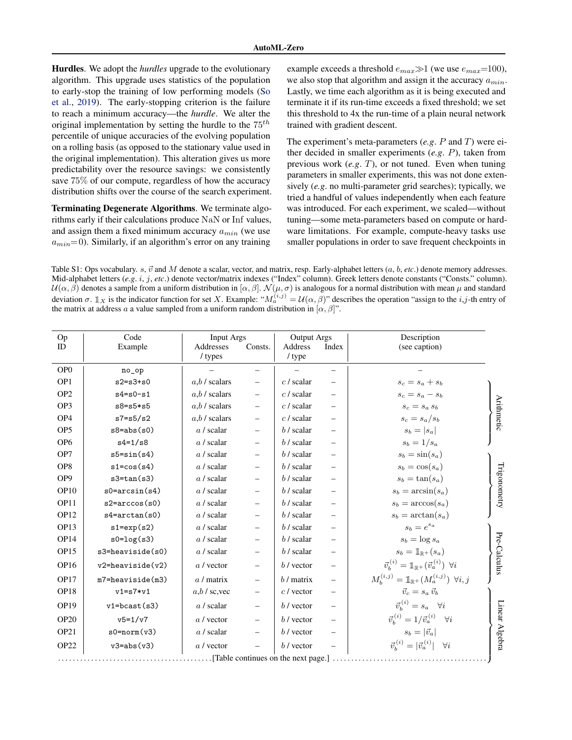**Hurdles**. We adopt the *hurdles* upgrade to the evolutionary algorithm. This upgrade uses statistics of the population to early-stop the training of low performing models (So et al., 2019). The early-stopping criterion is the failure to reach a minimum accuracy—the *hurdle*. We alter the original implementation by setting the hurdle to the $75^{th}$ percentile of unique accuracies of the evolving population on a rolling basis (as opposed to the stationary value used in the original implementation). This alteration gives us more predictability over the resource savings: we consistently save 75% of our compute, regardless of how the accuracy distribution shifts over the course of the search experiment.

**Terminating Degenerate Algorithms**. We terminate algorithms early if their calculations produce NaN or Inf values, and assign them a fixed minimum accuracy $a_{min}$ (we use $a_{min}$=0). Similarly, if an algorithm's error on any training example exceeds a threshold $e_{max}\gg1$ (we use $e_{max}$=100), we also stop that algorithm and assign it the accuracy $a_{min}$. Lastly, we time each algorithm as it is being executed and terminate it if its run-time exceeds a fixed threshold; we set this threshold to 4x the run-time of a plain neural network trained with gradient descent.

The experiment's meta-parameters (*e.g.* $P$ and $T$) were either decided in smaller experiments (*e.g.* $P$), taken from previous work (*e.g.* $T$), or not tuned. Even when tuning parameters in smaller experiments, this was not done extensively (*e.g.* no multi-parameter grid searches); typically, we tried a handful of values independently when each feature was introduced. For each experiment, we scaled—without tuning—some meta-parameters based on compute or hardware limitations. For example, compute-heavy tasks use smaller populations in order to save frequent checkpoints in

Table S1: Ops vocabulary. $s$, $\vec{v}$ and $M$ denote a scalar, vector, and matrix, resp. Early-alphabet letters ($a$, $b$, *etc.*) denote memory addresses. Mid-alphabet letters (*e.g.* $i$, $j$, *etc.*) denote vector/matrix indexes ("Index" column). Greek letters denote constants ("Consts." column). $\mathcal{U}(\alpha, \beta)$ denotes a sample from a uniform distribution in $[\alpha, \beta]$. $\mathcal{N}(\mu, \sigma)$ is analogous for a normal distribution with mean $\mu$ and standard deviation $\sigma$. $\mathbb{1}_X$ is the indicator function for set $X$. Example: "$M_a^{(i,j)} = \mathcal{U}(\alpha, \beta)$" describes the operation "assign to the $i$,$j$-th entry of the matrix at address $a$ a value sampled from a uniform random distribution in $[\alpha, \beta]$".

| Op ID | Code Example | Input Args Addresses / types | Input Args Consts. | Output Args Address / type | Output Args Index | Description (see caption) | |
|---|---|---|---|---|---|---|---|
| OP0 | `no_op` | – | – | – | – | – | |
| OP1 | `s2=s3+s0` | $a$,$b$ / scalars | – | $c$ / scalar | – | $s_c = s_a + s_b$ | Arithmetic |
| OP2 | `s4=s0-s1` | $a$,$b$ / scalars | – | $c$ / scalar | – | $s_c = s_a - s_b$ | Arithmetic |
| OP3 | `s8=s5*s5` | $a$,$b$ / scalars | – | $c$ / scalar | – | $s_c = s_a\, s_b$ | Arithmetic |
| OP4 | `s7=s5/s2` | $a$,$b$ / scalars | – | $c$ / scalar | – | $s_c = s_a / s_b$ | Arithmetic |
| OP5 | `s8=abs(s0)` | $a$ / scalar | – | $b$ / scalar | – | $s_b = \lvert s_a \rvert$ | Arithmetic |
| OP6 | `s4=1/s8` | $a$ / scalar | – | $b$ / scalar | – | $s_b = 1/s_a$ | Arithmetic |
| OP7 | `s5=sin(s4)` | $a$ / scalar | – | $b$ / scalar | – | $s_b = \sin(s_a)$ | Trigonometry |
| OP8 | `s1=cos(s4)` | $a$ / scalar | – | $b$ / scalar | – | $s_b = \cos(s_a)$ | Trigonometry |
| OP9 | `s3=tan(s3)` | $a$ / scalar | – | $b$ / scalar | – | $s_b = \tan(s_a)$ | Trigonometry |
| OP10 | `s0=arcsin(s4)` | $a$ / scalar | – | $b$ / scalar | – | $s_b = \arcsin(s_a)$ | Trigonometry |
| OP11 | `s2=arccos(s0)` | $a$ / scalar | – | $b$ / scalar | – | $s_b = \arccos(s_a)$ | Trigonometry |
| OP12 | `s4=arctan(s0)` | $a$ / scalar | – | $b$ / scalar | – | $s_b = \arctan(s_a)$ | Trigonometry |
| OP13 | `s1=exp(s2)` | $a$ / scalar | – | $b$ / scalar | – | $s_b = e^{s_a}$ | Pre-Calculus |
| OP14 | `s0=log(s3)` | $a$ / scalar | – | $b$ / scalar | – | $s_b = \log s_a$ | Pre-Calculus |
| OP15 | `s3=heaviside(s0)` | $a$ / scalar | – | $b$ / scalar | – | $s_b = \mathbb{1}_{\mathbb{R}^+}(s_a)$ | Pre-Calculus |
| OP16 | `v2=heaviside(v2)` | $a$ / vector | – | $b$ / vector | – | $\vec{v}_b^{(i)} = \mathbb{1}_{\mathbb{R}^+}(\vec{v}_a^{(i)})\ \forall i$ | Pre-Calculus |
| OP17 | `m7=heaviside(m3)` | $a$ / matrix | – | $b$ / matrix | – | $M_b^{(i,j)} = \mathbb{1}_{\mathbb{R}^+}(M_a^{(i,j)})\ \forall i,j$ | Pre-Calculus |
| OP18 | `v1=s7*v1` | $a$,$b$ / sc,vec | – | $c$ / vector | – | $\vec{v}_c = s_a\, \vec{v}_b$ | Linear Algebra |
| OP19 | `v1=bcast(s3)` | $a$ / scalar | – | $b$ / vector | – | $\vec{v}_b^{(i)} = s_a \quad \forall i$ | Linear Algebra |
| OP20 | `v5=1/v7` | $a$ / vector | – | $b$ / vector | – | $\vec{v}_b^{(i)} = 1/\vec{v}_a^{(i)} \quad \forall i$ | Linear Algebra |
| OP21 | `s0=norm(v3)` | $a$ / scalar | – | $b$ / vector | – | $s_b = \lvert \vec{v}_a \rvert$ | Linear Algebra |
| OP22 | `v3=abs(v3)` | $a$ / vector | – | $b$ / vector | – | $\vec{v}_b^{(i)} = \lvert \vec{v}_a^{(i)} \rvert \quad \forall i$ | Linear Algebra |

[Table continues on the next page.]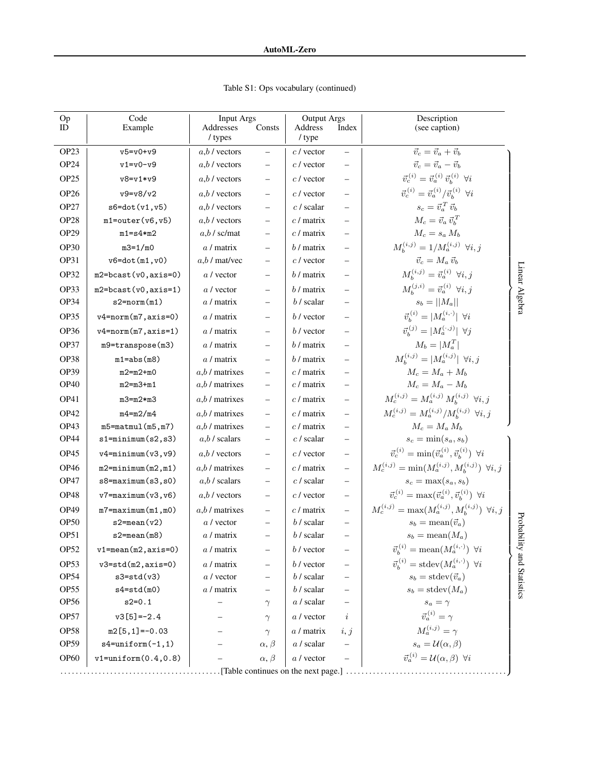Table S1: Ops vocabulary (continued)

| Op ID | Code Example | Input Args Addresses / types | Input Args Consts | Output Args Address / type | Output Args Index | Description (see caption) | |
|---|---|---|---|---|---|---|---|
| OP23 | `v5=v0+v9` | $a$,$b$ / vectors | – | $c$ / vector | – | $\vec{v}_c = \vec{v}_a + \vec{v}_b$ | Linear Algebra |
| OP24 | `v1=v0-v9` | $a$,$b$ / vectors | – | $c$ / vector | – | $\vec{v}_c = \vec{v}_a - \vec{v}_b$ | Linear Algebra |
| OP25 | `v8=v1*v9` | $a$,$b$ / vectors | – | $c$ / vector | – | $\vec{v}_c^{(i)} = \vec{v}_a^{(i)}\,\vec{v}_b^{(i)}\ \ \forall i$ | Linear Algebra |
| OP26 | `v9=v8/v2` | $a$,$b$ / vectors | – | $c$ / vector | – | $\vec{v}_c^{(i)} = \vec{v}_a^{(i)}/\vec{v}_b^{(i)}\ \ \forall i$ | Linear Algebra |
| OP27 | `s6=dot(v1,v5)` | $a$,$b$ / vectors | – | $c$ / scalar | – | $s_c = \vec{v}_a^{\,T}\,\vec{v}_b$ | Linear Algebra |
| OP28 | `m1=outer(v6,v5)` | $a$,$b$ / vectors | – | $c$ / matrix | – | $M_c = \vec{v}_a\,\vec{v}_b^{\,T}$ | Linear Algebra |
| OP29 | `m1=s4*m2` | $a$,$b$ / sc/mat | – | $c$ / matrix | – | $M_c = s_a\,M_b$ | Linear Algebra |
| OP30 | `m3=1/m0` | $a$ / matrix | – | $b$ / matrix | – | $M_b^{(i,j)} = 1/M_a^{(i,j)}\ \ \forall i,j$ | Linear Algebra |
| OP31 | `v6=dot(m1,v0)` | $a$,$b$ / mat/vec | – | $c$ / vector | – | $\vec{v}_c = M_a\,\vec{v}_b$ | Linear Algebra |
| OP32 | `m2=bcast(v0,axis=0)` | $a$ / vector | – | $b$ / matrix | – | $M_b^{(i,j)} = \vec{v}_a^{(i)}\ \ \forall i,j$ | Linear Algebra |
| OP33 | `m2=bcast(v0,axis=1)` | $a$ / vector | – | $b$ / matrix | – | $M_b^{(j,i)} = \vec{v}_a^{(i)}\ \ \forall i,j$ | Linear Algebra |
| OP34 | `s2=norm(m1)` | $a$ / matrix | – | $b$ / scalar | – | $s_b = \|\|M_a\|\|$ | Linear Algebra |
| OP35 | `v4=norm(m7,axis=0)` | $a$ / matrix | – | $b$ / vector | – | $\vec{v}_b^{(i)} = \|M_a^{(i,\cdot)}\|\ \ \forall i$ | Linear Algebra |
| OP36 | `v4=norm(m7,axis=1)` | $a$ / matrix | – | $b$ / vector | – | $\vec{v}_b^{(j)} = \|M_a^{(\cdot,j)}\|\ \ \forall j$ | Linear Algebra |
| OP37 | `m9=transpose(m3)` | $a$ / matrix | – | $b$ / matrix | – | $M_b = \|M_a^T\|$ | Linear Algebra |
| OP38 | `m1=abs(m8)` | $a$ / matrix | – | $b$ / matrix | – | $M_b^{(i,j)} = \|M_a^{(i,j)}\|\ \ \forall i,j$ | Linear Algebra |
| OP39 | `m2=m2+m0` | $a$,$b$ / matrixes | – | $c$ / matrix | – | $M_c = M_a + M_b$ | Linear Algebra |
| OP40 | `m2=m3+m1` | $a$,$b$ / matrixes | – | $c$ / matrix | – | $M_c = M_a - M_b$ | Linear Algebra |
| OP41 | `m3=m2*m3` | $a$,$b$ / matrixes | – | $c$ / matrix | – | $M_c^{(i,j)} = M_a^{(i,j)}\,M_b^{(i,j)}\ \ \forall i,j$ | Linear Algebra |
| OP42 | `m4=m2/m4` | $a$,$b$ / matrixes | – | $c$ / matrix | – | $M_c^{(i,j)} = M_a^{(i,j)}/M_b^{(i,j)}\ \ \forall i,j$ | Linear Algebra |
| OP43 | `m5=matmul(m5,m7)` | $a$,$b$ / matrixes | – | $c$ / matrix | – | $M_c = M_a\,M_b$ | Linear Algebra |
| OP44 | `s1=minimum(s2,s3)` | $a$,$b$ / scalars | – | $c$ / scalar | – | $s_c = \min(s_a, s_b)$ | Probability and Statistics |
| OP45 | `v4=minimum(v3,v9)` | $a$,$b$ / vectors | – | $c$ / vector | – | $\vec{v}_c^{(i)} = \min(\vec{v}_a^{(i)}, \vec{v}_b^{(i)})\ \ \forall i$ | Probability and Statistics |
| OP46 | `m2=minimum(m2,m1)` | $a$,$b$ / matrixes | – | $c$ / matrix | – | $M_c^{(i,j)} = \min(M_a^{(i,j)}, M_b^{(i,j)})\ \ \forall i,j$ | Probability and Statistics |
| OP47 | `s8=maximum(s3,s0)` | $a$,$b$ / scalars | – | $c$ / scalar | – | $s_c = \max(s_a, s_b)$ | Probability and Statistics |
| OP48 | `v7=maximum(v3,v6)` | $a$,$b$ / vectors | – | $c$ / vector | – | $\vec{v}_c^{(i)} = \max(\vec{v}_a^{(i)}, \vec{v}_b^{(i)})\ \ \forall i$ | Probability and Statistics |
| OP49 | `m7=maximum(m1,m0)` | $a$,$b$ / matrixes | – | $c$ / matrix | – | $M_c^{(i,j)} = \max(M_a^{(i,j)}, M_b^{(i,j)})\ \ \forall i,j$ | Probability and Statistics |
| OP50 | `s2=mean(v2)` | $a$ / vector | – | $b$ / scalar | – | $s_b = \mathrm{mean}(\vec{v}_a)$ | Probability and Statistics |
| OP51 | `s2=mean(m8)` | $a$ / matrix | – | $b$ / scalar | – | $s_b = \mathrm{mean}(M_a)$ | Probability and Statistics |
| OP52 | `v1=mean(m2,axis=0)` | $a$ / matrix | – | $b$ / vector | – | $\vec{v}_b^{(i)} = \mathrm{mean}(M_a^{(i,\cdot)})\ \ \forall i$ | Probability and Statistics |
| OP53 | `v3=std(m2,axis=0)` | $a$ / matrix | – | $b$ / vector | – | $\vec{v}_b^{(i)} = \mathrm{stdev}(M_a^{(i,\cdot)})\ \ \forall i$ | Probability and Statistics |
| OP54 | `s3=std(v3)` | $a$ / vector | – | $b$ / scalar | – | $s_b = \mathrm{stdev}(\vec{v}_a)$ | Probability and Statistics |
| OP55 | `s4=std(m0)` | $a$ / matrix | – | $b$ / scalar | – | $s_b = \mathrm{stdev}(M_a)$ | Probability and Statistics |
| OP56 | `s2=0.1` | – | $\gamma$ | $a$ / scalar | – | $s_a = \gamma$ | Probability and Statistics |
| OP57 | `v3[5]=-2.4` | – | $\gamma$ | $a$ / vector | $i$ | $\vec{v}_a^{(i)} = \gamma$ | Probability and Statistics |
| OP58 | `m2[5,1]=-0.03` | – | $\gamma$ | $a$ / matrix | $i,j$ | $M_a^{(i,j)} = \gamma$ | Probability and Statistics |
| OP59 | `s4=uniform(-1,1)` | – | $\alpha,\beta$ | $a$ / scalar | – | $s_a = \mathcal{U}(\alpha,\beta)$ | Probability and Statistics |
| OP60 | `v1=uniform(0.4,0.8)` | – | $\alpha,\beta$ | $a$ / vector | – | $\vec{v}_a^{(i)} = \mathcal{U}(\alpha,\beta)\ \ \forall i$ | Probability and Statistics |

[Table continues on the next page.]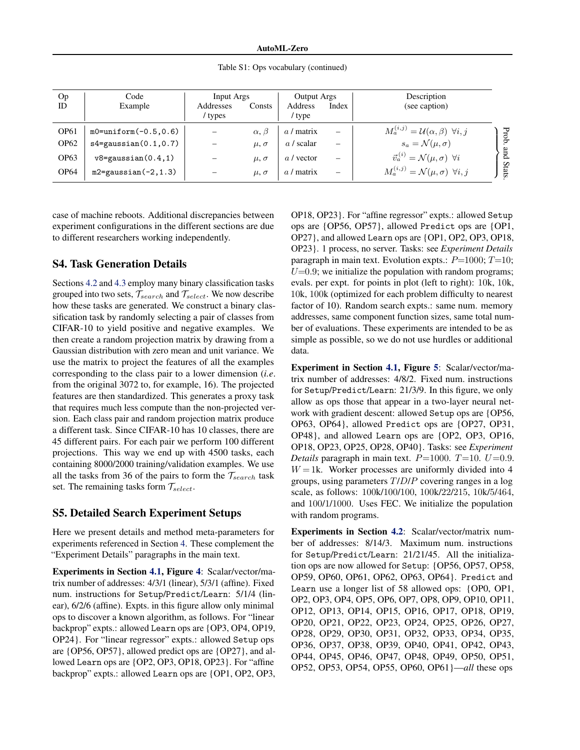Table S1: Ops vocabulary (continued)

| Op ID | Code Example | Input Args Addresses / types | Input Args Consts | Output Args Address / type | Output Args Index | Description (see caption) | |
|---|---|---|---|---|---|---|---|
| OP61 | `m0=uniform(-0.5,0.6)` | – | $\alpha, \beta$ | $a$ / matrix | – | $M_a^{(i,j)} = \mathcal{U}(\alpha, \beta)\ \forall i, j$ | Prob. and Stats. |
| OP62 | `s4=gaussian(0.1,0.7)` | – | $\mu, \sigma$ | $a$ / scalar | – | $s_a = \mathcal{N}(\mu, \sigma)$ | |
| OP63 | `v8=gaussian(0.4,1)` | – | $\mu, \sigma$ | $a$ / vector | – | $\vec{v}_a^{(i)} = \mathcal{N}(\mu, \sigma)\ \forall i$ | |
| OP64 | `m2=gaussian(-2,1.3)` | – | $\mu, \sigma$ | $a$ / matrix | – | $M_a^{(i,j)} = \mathcal{N}(\mu, \sigma)\ \forall i, j$ | |

case of machine reboots. Additional discrepancies between experiment configurations in the different sections are due to different researchers working independently.

## S4. Task Generation Details

Sections 4.2 and 4.3 employ many binary classification tasks grouped into two sets, $\mathcal{T}_{search}$ and $\mathcal{T}_{select}$. We now describe how these tasks are generated. We construct a binary classification task by randomly selecting a pair of classes from CIFAR-10 to yield positive and negative examples. We then create a random projection matrix by drawing from a Gaussian distribution with zero mean and unit variance. We use the matrix to project the features of all the examples corresponding to the class pair to a lower dimension (*i.e*. from the original 3072 to, for example, 16). The projected features are then standardized. This generates a proxy task that requires much less compute than the non-projected version. Each class pair and random projection matrix produce a different task. Since CIFAR-10 has 10 classes, there are 45 different pairs. For each pair we perform 100 different projections. This way we end up with 4500 tasks, each containing 8000/2000 training/validation examples. We use all the tasks from 36 of the pairs to form the $\mathcal{T}_{search}$ task set. The remaining tasks form $\mathcal{T}_{select}$.

## S5. Detailed Search Experiment Setups

Here we present details and method meta-parameters for experiments referenced in Section 4. These complement the "Experiment Details" paragraphs in the main text.

**Experiments in Section 4.1, Figure 4**: Scalar/vector/matrix number of addresses: 4/3/1 (linear), 5/3/1 (affine). Fixed num. instructions for `Setup`/`Predict`/`Learn`: 5/1/4 (linear), 6/2/6 (affine). Expts. in this figure allow only minimal ops to discover a known algorithm, as follows. For "linear backprop" expts.: allowed `Learn` ops are {OP3, OP4, OP19, OP24}. For "linear regressor" expts.: allowed `Setup` ops are {OP56, OP57}, allowed predict ops are {OP27}, and allowed `Learn` ops are {OP2, OP3, OP18, OP23}. For "affine backprop" expts.: allowed `Learn` ops are {OP1, OP2, OP3, OP18, OP23}. For "affine regressor" expts.: allowed `Setup` ops are {OP56, OP57}, allowed `Predict` ops are {OP1, OP27}, and allowed `Learn` ops are {OP1, OP2, OP3, OP18, OP23}. 1 process, no server. Tasks: see *Experiment Details* paragraph in main text. Evolution expts.: $P$=1000; $T$=10; $U$=0.9; we initialize the population with random programs; evals. per expt. for points in plot (left to right): 10k, 10k, 10k, 100k (optimized for each problem difficulty to nearest factor of 10). Random search expts.: same num. memory addresses, same component function sizes, same total number of evaluations. These experiments are intended to be as simple as possible, so we do not use hurdles or additional data.

**Experiment in Section 4.1, Figure 5**: Scalar/vector/matrix number of addresses: 4/8/2. Fixed num. instructions for `Setup`/`Predict`/`Learn`: 21/3/9. In this figure, we only allow as ops those that appear in a two-layer neural network with gradient descent: allowed `Setup` ops are {OP56, OP63, OP64}, allowed `Predict` ops are {OP27, OP31, OP48}, and allowed `Learn` ops are {OP2, OP3, OP16, OP18, OP23, OP25, OP28, OP40}. Tasks: see *Experiment Details* paragraph in main text. $P$=1000. $T$=10. $U$=0.9. $W$ = 1k. Worker processes are uniformly divided into 4 groups, using parameters $T$/$D$/$P$ covering ranges in a log scale, as follows: 100k/100/100, 100k/22/215, 10k/5/464, and 100/1/1000. Uses FEC. We initialize the population with random programs.

**Experiments in Section 4.2**: Scalar/vector/matrix number of addresses: 8/14/3. Maximum num. instructions for `Setup`/`Predict`/`Learn`: 21/21/45. All the initialization ops are now allowed for `Setup`: {OP56, OP57, OP58, OP59, OP60, OP61, OP62, OP63, OP64}. `Predict` and `Learn` use a longer list of 58 allowed ops: {OP0, OP1, OP2, OP3, OP4, OP5, OP6, OP7, OP8, OP9, OP10, OP11, OP12, OP13, OP14, OP15, OP16, OP17, OP18, OP19, OP20, OP21, OP22, OP23, OP24, OP25, OP26, OP27, OP28, OP29, OP30, OP31, OP32, OP33, OP34, OP35, OP36, OP37, OP38, OP39, OP40, OP41, OP42, OP43, OP44, OP45, OP46, OP47, OP48, OP49, OP50, OP51, OP52, OP53, OP54, OP55, OP60, OP61}—*all* these ops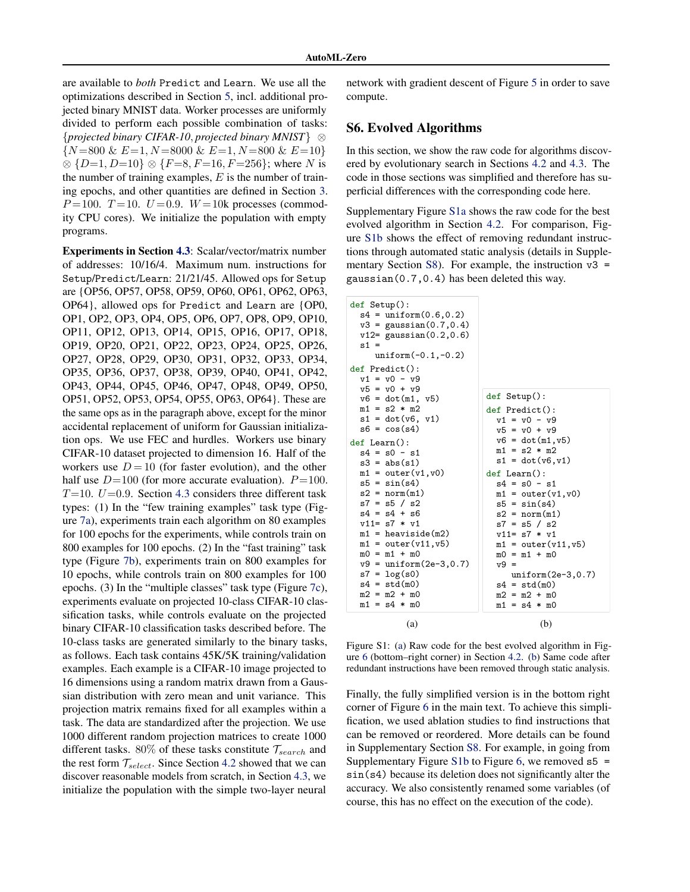are available to *both* Predict and Learn. We use all the optimizations described in Section 5, incl. additional projected binary MNIST data. Worker processes are uniformly divided to perform each possible combination of tasks: {*projected binary CIFAR-10*, *projected binary MNIST*} $\otimes$ $\{N{=}800$ & $E{=}1, N{=}8000$ & $E{=}1, N{=}800$ & $E{=}10\}$ $\otimes$ $\{D{=}1, D{=}10\}$ $\otimes$ $\{F{=}8, F{=}16, F{=}256\}$; where $N$ is the number of training examples, $E$ is the number of training epochs, and other quantities are defined in Section 3. $P{=}100$. $T{=}10$. $U{=}0.9$. $W{=}10$k processes (commodity CPU cores). We initialize the population with empty programs.

**Experiments in Section 4.3**: Scalar/vector/matrix number of addresses: 10/16/4. Maximum num. instructions for Setup/Predict/Learn: 21/21/45. Allowed ops for Setup are {OP56, OP57, OP58, OP59, OP60, OP61, OP62, OP63, OP64}, allowed ops for Predict and Learn are {OP0, OP1, OP2, OP3, OP4, OP5, OP6, OP7, OP8, OP9, OP10, OP11, OP12, OP13, OP14, OP15, OP16, OP17, OP18, OP19, OP20, OP21, OP22, OP23, OP24, OP25, OP26, OP27, OP28, OP29, OP30, OP31, OP32, OP33, OP34, OP35, OP36, OP37, OP38, OP39, OP40, OP41, OP42, OP43, OP44, OP45, OP46, OP47, OP48, OP49, OP50, OP51, OP52, OP53, OP54, OP55, OP63, OP64}. These are the same ops as in the paragraph above, except for the minor accidental replacement of uniform for Gaussian initialization ops. We use FEC and hurdles. Workers use binary CIFAR-10 dataset projected to dimension 16. Half of the workers use $D=10$ (for faster evolution), and the other half use $D{=}100$ (for more accurate evaluation). $P{=}100$. $T{=}10$. $U{=}0.9$. Section 4.3 considers three different task types: (1) In the "few training examples" task type (Figure 7a), experiments train each algorithm on 80 examples for 100 epochs for the experiments, while controls train on 800 examples for 100 epochs. (2) In the "fast training" task type (Figure 7b), experiments train on 800 examples for 10 epochs, while controls train on 800 examples for 100 epochs. (3) In the "multiple classes" task type (Figure 7c), experiments evaluate on projected 10-class CIFAR-10 classification tasks, while controls evaluate on the projected binary CIFAR-10 classification tasks described before. The 10-class tasks are generated similarly to the binary tasks, as follows. Each task contains 45K/5K training/validation examples. Each example is a CIFAR-10 image projected to 16 dimensions using a random matrix drawn from a Gaussian distribution with zero mean and unit variance. This projection matrix remains fixed for all examples within a task. The data are standardized after the projection. We use 1000 different random projection matrices to create 1000 different tasks. 80% of these tasks constitute $\mathcal{T}_{search}$ and the rest form $\mathcal{T}_{select}$. Since Section 4.2 showed that we can discover reasonable models from scratch, in Section 4.3, we initialize the population with the simple two-layer neural network with gradient descent of Figure 5 in order to save compute.

## S6. Evolved Algorithms

In this section, we show the raw code for algorithms discovered by evolutionary search in Sections 4.2 and 4.3. The code in those sections was simplified and therefore has superficial differences with the corresponding code here.

Supplementary Figure S1a shows the raw code for the best evolved algorithm in Section 4.2. For comparison, Figure S1b shows the effect of removing redundant instructions through automated static analysis (details in Supplementary Section S8). For example, the instruction `v3 = gaussian(0.7,0.4)` has been deleted this way.

```
def Setup():
  s4 = uniform(0.6,0.2)
  v3 = gaussian(0.7,0.4)
  v12= gaussian(0.2,0.6)
  s1 =
     uniform(-0.1,-0.2)
def Predict():
  v1 = v0 - v9
  v5 = v0 + v9
  v6 = dot(m1, v5)
  m1 = s2 * m2
  s1 = dot(v6, v1)
  s6 = cos(s4)
def Learn():
  s4 = s0 - s1
  s3 = abs(s1)
  m1 = outer(v1,v0)
  s5 = sin(s4)
  s2 = norm(m1)
  s7 = s5 / s2
  s4 = s4 + s6
  v11= s7 * v1
  m1 = heaviside(m2)
  m1 = outer(v11,v5)
  m0 = m1 + m0
  v9 = uniform(2e-3,0.7)
  s7 = log(s0)
  s4 = std(m0)
  m2 = m2 + m0
  m1 = s4 * m0
```

(a)

```
def Setup():
def Predict():
  v1 = v0 - v9
  v5 = v0 + v9
  v6 = dot(m1,v5)
  m1 = s2 * m2
  s1 = dot(v6,v1)
def Learn():
  s4 = s0 - s1
  m1 = outer(v1,v0)
  s5 = sin(s4)
  s2 = norm(m1)
  s7 = s5 / s2
  v11= s7 * v1
  m1 = outer(v11,v5)
  m0 = m1 + m0
  v9 =
     uniform(2e-3,0.7)
  s4 = std(m0)
  m2 = m2 + m0
  m1 = s4 * m0
```

(b)

Figure S1: (a) Raw code for the best evolved algorithm in Figure 6 (bottom–right corner) in Section 4.2. (b) Same code after redundant instructions have been removed through static analysis.

Finally, the fully simplified version is in the bottom right corner of Figure 6 in the main text. To achieve this simplification, we used ablation studies to find instructions that can be removed or reordered. More details can be found in Supplementary Section S8. For example, in going from Supplementary Figure S1b to Figure 6, we removed `s5 = sin(s4)` because its deletion does not significantly alter the accuracy. We also consistently renamed some variables (of course, this has no effect on the execution of the code).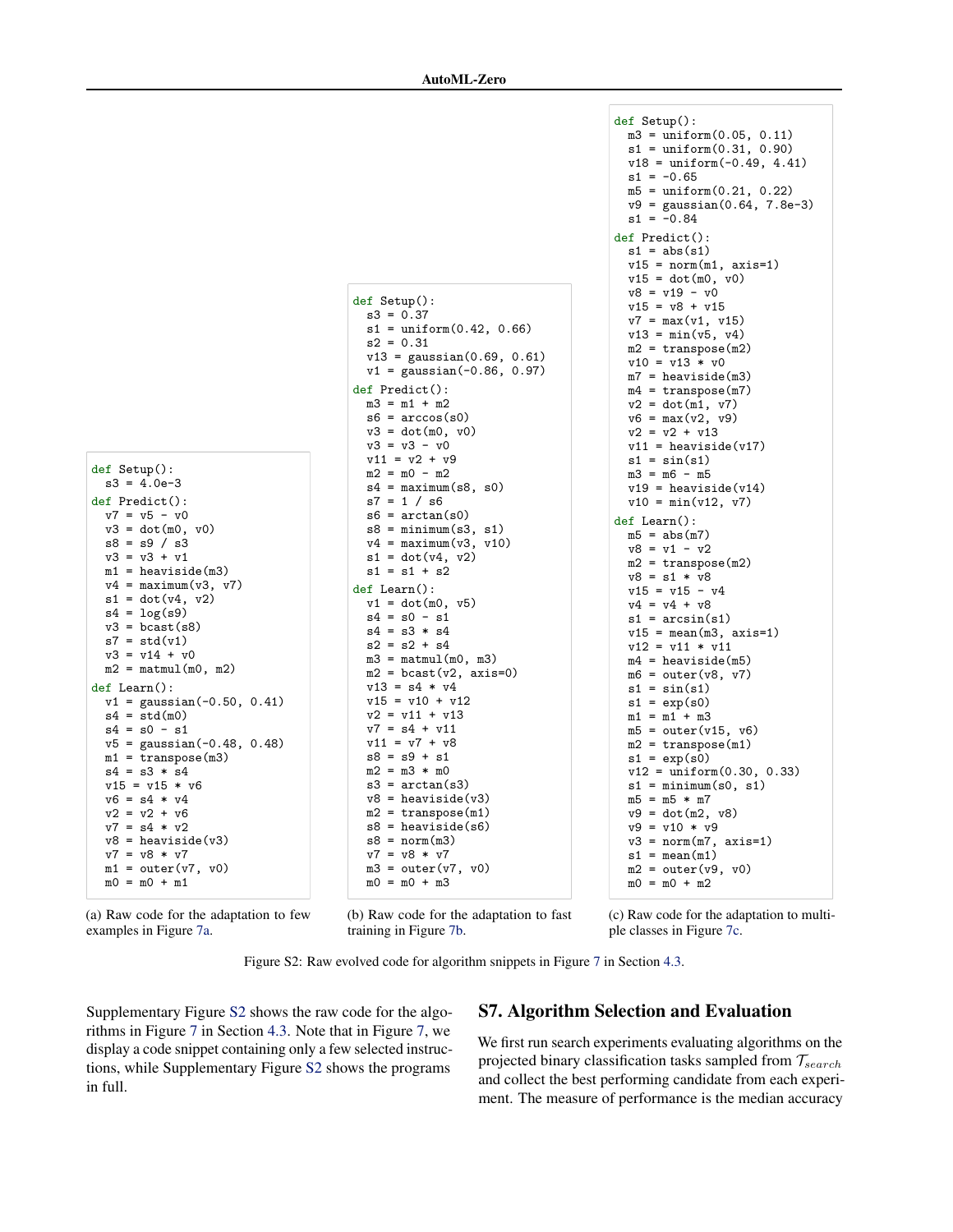```
def Setup():
  s3 = 4.0e-3
def Predict():
  v7 = v5 - v0
  v3 = dot(m0, v0)
  s8 = s9 / s3
  v3 = v3 + v1
  m1 = heaviside(m3)
  v4 = maximum(v3, v7)
  s1 = dot(v4, v2)
  s4 = log(s9)
  v3 = bcast(s8)
  s7 = std(v1)
  v3 = v14 + v0
  m2 = matmul(m0, m2)
def Learn():
  v1 = gaussian(-0.50, 0.41)
  s4 = std(m0)
  s4 = s0 - s1
  v5 = gaussian(-0.48, 0.48)
  m1 = transpose(m3)
  s4 = s3 * s4
  v15 = v15 * v6
  v6 = s4 * v4
  v2 = v2 + v6
  v7 = s4 * v2
  v8 = heaviside(v3)
  v7 = v8 * v7
  m1 = outer(v7, v0)
  m0 = m0 + m1
```

(a) Raw code for the adaptation to few examples in Figure 7a.

```
def Setup():
  s3 = 0.37
  s1 = uniform(0.42, 0.66)
  s2 = 0.31
  v13 = gaussian(0.69, 0.61)
  v1 = gaussian(-0.86, 0.97)
def Predict():
  m3 = m1 + m2
  s6 = arccos(s0)
  v3 = dot(m0, v0)
  v3 = v3 - v0
  v11 = v2 + v9
  m2 = m0 - m2
  s4 = maximum(s8, s0)
  s7 = 1 / s6
  s6 = arctan(s0)
  s8 = minimum(s3, s1)
  v4 = maximum(v3, v10)
  s1 = dot(v4, v2)
  s1 = s1 + s2
def Learn():
  v1 = dot(m0, v5)
  s4 = s0 - s1
  s4 = s3 * s4
  s2 = s2 + s4
  m3 = matmul(m0, m3)
  m2 = bcast(v2, axis=0)
  v13 = s4 * v4
  v15 = v10 + v12
  v2 = v11 + v13
  v7 = s4 + v11
  v11 = v7 + v8
  s8 = s9 + s1
  m2 = m3 * m0
  s3 = arctan(s3)
  v8 = heaviside(v3)
  m2 = transpose(m1)
  s8 = heaviside(s6)
  s8 = norm(m3)
  v7 = v8 * v7
  m3 = outer(v7, v0)
  m0 = m0 + m3
```

(b) Raw code for the adaptation to fast training in Figure 7b.

```
def Setup():
  m3 = uniform(0.05, 0.11)
  s1 = uniform(0.31, 0.90)
  v18 = uniform(-0.49, 4.41)
  s1 = -0.65
  m5 = uniform(0.21, 0.22)
  v9 = gaussian(0.64, 7.8e-3)
  s1 = -0.84
def Predict():
  s1 = abs(s1)
  v15 = norm(m1, axis=1)
  v15 = dot(m0, v0)
  v8 = v19 - v0
  v15 = v8 + v15
  v7 = max(v1, v15)
  v13 = min(v5, v4)
  m2 = transpose(m2)
  v10 = v13 * v0
  m7 = heaviside(m3)
  m4 = transpose(m7)
  v2 = dot(m1, v7)
  v6 = max(v2, v9)
  v2 = v2 + v13
  v11 = heaviside(v17)
  s1 = sin(s1)
  m3 = m6 - m5
  v19 = heaviside(v14)
  v10 = min(v12, v7)
def Learn():
  m5 = abs(m7)
  v8 = v1 - v2
  m2 = transpose(m2)
  v8 = s1 * v8
  v15 = v15 - v4
  v4 = v4 + v8
  s1 = arcsin(s1)
  v15 = mean(m3, axis=1)
  v12 = v11 * v11
  m4 = heaviside(m5)
  m6 = outer(v8, v7)
  s1 = sin(s1)
  s1 = exp(s0)
  m1 = m1 + m3
  m5 = outer(v15, v6)
  m2 = transpose(m1)
  s1 = exp(s0)
  v12 = uniform(0.30, 0.33)
  s1 = minimum(s0, s1)
  m5 = m5 * m7
  v9 = dot(m2, v8)
  v9 = v10 * v9
  v3 = norm(m7, axis=1)
  s1 = mean(m1)
  m2 = outer(v9, v0)
  m0 = m0 + m2
```

(c) Raw code for the adaptation to multiple classes in Figure 7c.

Figure S2: Raw evolved code for algorithm snippets in Figure 7 in Section 4.3.

Supplementary Figure S2 shows the raw code for the algorithms in Figure 7 in Section 4.3. Note that in Figure 7, we display a code snippet containing only a few selected instructions, while Supplementary Figure S2 shows the programs in full.

## S7. Algorithm Selection and Evaluation

We first run search experiments evaluating algorithms on the projected binary classification tasks sampled from $\mathcal{T}_{search}$ and collect the best performing candidate from each experiment. The measure of performance is the median accuracy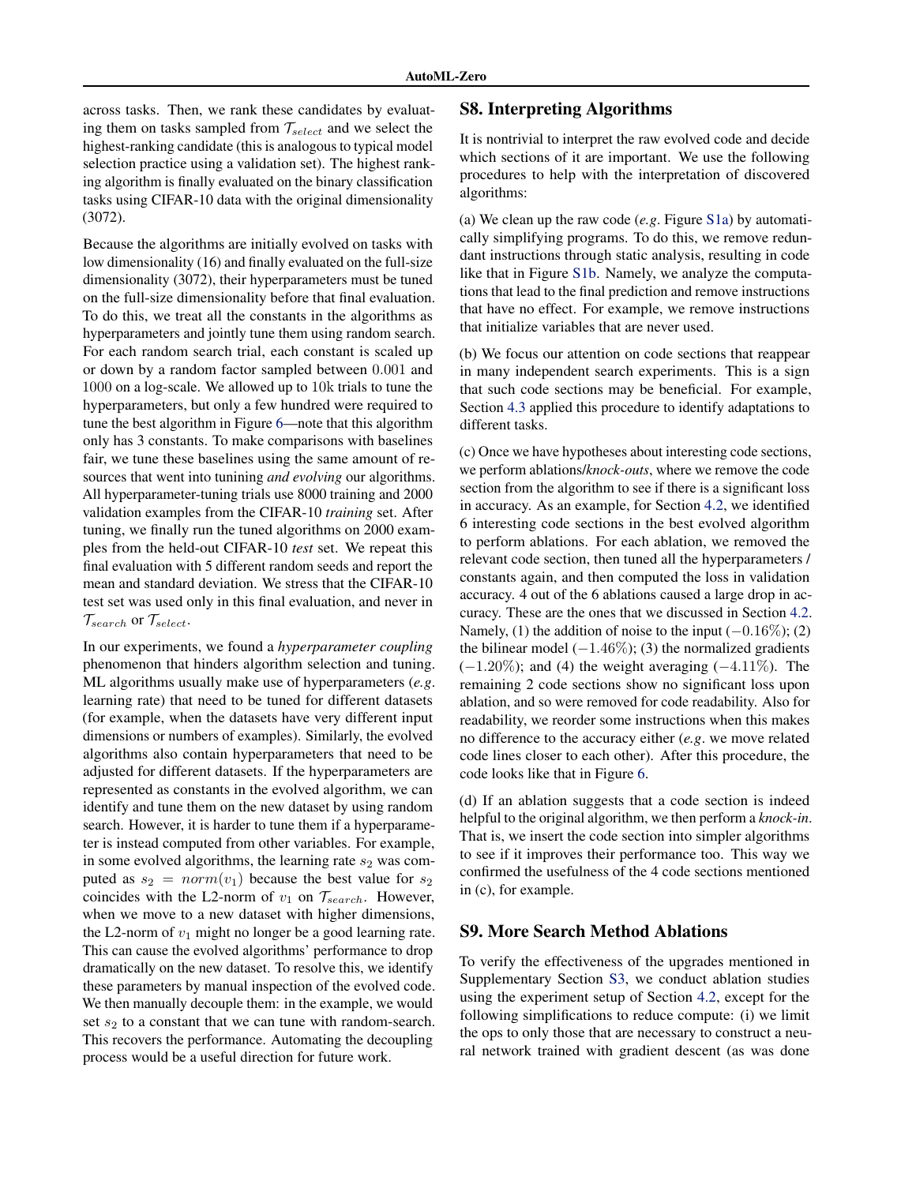across tasks. Then, we rank these candidates by evaluating them on tasks sampled from $\mathcal{T}_{select}$ and we select the highest-ranking candidate (this is analogous to typical model selection practice using a validation set). The highest ranking algorithm is finally evaluated on the binary classification tasks using CIFAR-10 data with the original dimensionality (3072).

Because the algorithms are initially evolved on tasks with low dimensionality (16) and finally evaluated on the full-size dimensionality (3072), their hyperparameters must be tuned on the full-size dimensionality before that final evaluation. To do this, we treat all the constants in the algorithms as hyperparameters and jointly tune them using random search. For each random search trial, each constant is scaled up or down by a random factor sampled between 0.001 and 1000 on a log-scale. We allowed up to 10k trials to tune the hyperparameters, but only a few hundred were required to tune the best algorithm in Figure 6—note that this algorithm only has 3 constants. To make comparisons with baselines fair, we tune these baselines using the same amount of resources that went into tunining *and evolving* our algorithms. All hyperparameter-tuning trials use 8000 training and 2000 validation examples from the CIFAR-10 *training* set. After tuning, we finally run the tuned algorithms on 2000 examples from the held-out CIFAR-10 *test* set. We repeat this final evaluation with 5 different random seeds and report the mean and standard deviation. We stress that the CIFAR-10 test set was used only in this final evaluation, and never in $\mathcal{T}_{search}$ or $\mathcal{T}_{select}$.

In our experiments, we found a *hyperparameter coupling* phenomenon that hinders algorithm selection and tuning. ML algorithms usually make use of hyperparameters (*e.g*. learning rate) that need to be tuned for different datasets (for example, when the datasets have very different input dimensions or numbers of examples). Similarly, the evolved algorithms also contain hyperparameters that need to be adjusted for different datasets. If the hyperparameters are represented as constants in the evolved algorithm, we can identify and tune them on the new dataset by using random search. However, it is harder to tune them if a hyperparameter is instead computed from other variables. For example, in some evolved algorithms, the learning rate $s_2$ was computed as $s_2 = norm(v_1)$ because the best value for $s_2$ coincides with the L2-norm of $v_1$ on $\mathcal{T}_{search}$. However, when we move to a new dataset with higher dimensions, the L2-norm of $v_1$ might no longer be a good learning rate. This can cause the evolved algorithms' performance to drop dramatically on the new dataset. To resolve this, we identify these parameters by manual inspection of the evolved code. We then manually decouple them: in the example, we would set $s_2$ to a constant that we can tune with random-search. This recovers the performance. Automating the decoupling process would be a useful direction for future work.

## S8. Interpreting Algorithms

It is nontrivial to interpret the raw evolved code and decide which sections of it are important. We use the following procedures to help with the interpretation of discovered algorithms:

(a) We clean up the raw code (*e.g*. Figure S1a) by automatically simplifying programs. To do this, we remove redundant instructions through static analysis, resulting in code like that in Figure S1b. Namely, we analyze the computations that lead to the final prediction and remove instructions that have no effect. For example, we remove instructions that initialize variables that are never used.

(b) We focus our attention on code sections that reappear in many independent search experiments. This is a sign that such code sections may be beneficial. For example, Section 4.3 applied this procedure to identify adaptations to different tasks.

(c) Once we have hypotheses about interesting code sections, we perform ablations/*knock-outs*, where we remove the code section from the algorithm to see if there is a significant loss in accuracy. As an example, for Section 4.2, we identified 6 interesting code sections in the best evolved algorithm to perform ablations. For each ablation, we removed the relevant code section, then tuned all the hyperparameters / constants again, and then computed the loss in validation accuracy. 4 out of the 6 ablations caused a large drop in accuracy. These are the ones that we discussed in Section 4.2. Namely, (1) the addition of noise to the input ($-0.16\%$); (2) the bilinear model ($-1.46\%$); (3) the normalized gradients ($-1.20\%$); and (4) the weight averaging ($-4.11\%$). The remaining 2 code sections show no significant loss upon ablation, and so were removed for code readability. Also for readability, we reorder some instructions when this makes no difference to the accuracy either (*e.g*. we move related code lines closer to each other). After this procedure, the code looks like that in Figure 6.

(d) If an ablation suggests that a code section is indeed helpful to the original algorithm, we then perform a *knock-in*. That is, we insert the code section into simpler algorithms to see if it improves their performance too. This way we confirmed the usefulness of the 4 code sections mentioned in (c), for example.

## S9. More Search Method Ablations

To verify the effectiveness of the upgrades mentioned in Supplementary Section S3, we conduct ablation studies using the experiment setup of Section 4.2, except for the following simplifications to reduce compute: (i) we limit the ops to only those that are necessary to construct a neural network trained with gradient descent (as was done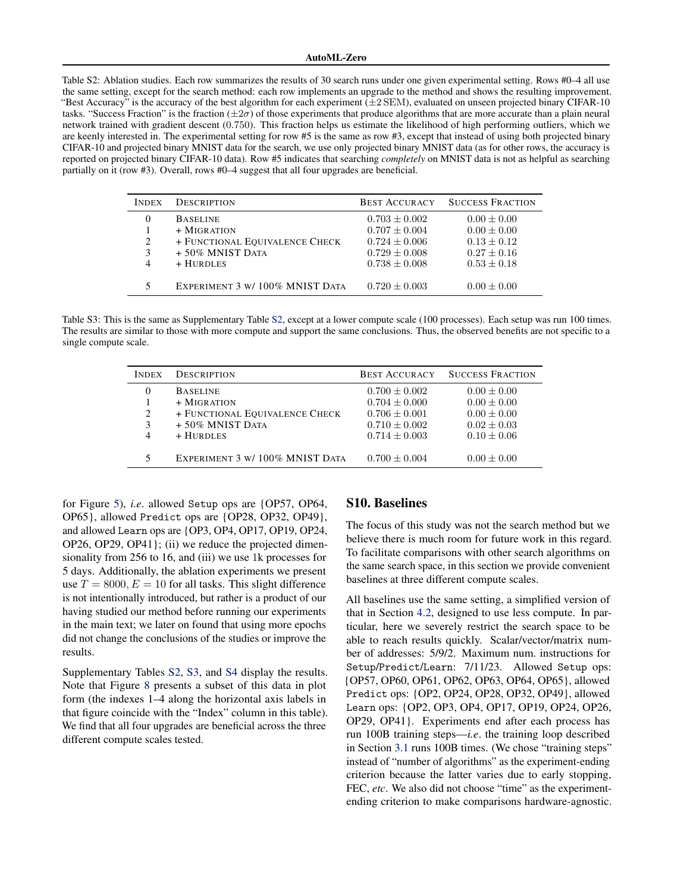Table S2: Ablation studies. Each row summarizes the results of 30 search runs under one given experimental setting. Rows #0–4 all use the same setting, except for the search method: each row implements an upgrade to the method and shows the resulting improvement. "Best Accuracy" is the accuracy of the best algorithm for each experiment ($\pm 2$ SEM), evaluated on unseen projected binary CIFAR-10 tasks. "Success Fraction" is the fraction ($\pm 2\sigma$) of those experiments that produce algorithms that are more accurate than a plain neural network trained with gradient descent (0.750). This fraction helps us estimate the likelihood of high performing outliers, which we are keenly interested in. The experimental setting for row #5 is the same as row #3, except that instead of using both projected binary CIFAR-10 and projected binary MNIST data for the search, we use only projected binary MNIST data (as for other rows, the accuracy is reported on projected binary CIFAR-10 data). Row #5 indicates that searching *completely* on MNIST data is not as helpful as searching partially on it (row #3). Overall, rows #0–4 suggest that all four upgrades are beneficial.

| Index | Description | Best Accuracy | Success Fraction |
|---|---|---|---|
| 0 | Baseline | $0.703 \pm 0.002$ | $0.00 \pm 0.00$ |
| 1 | + Migration | $0.707 \pm 0.004$ | $0.00 \pm 0.00$ |
| 2 | + Functional Equivalence Check | $0.724 \pm 0.006$ | $0.13 \pm 0.12$ |
| 3 | + 50% MNIST Data | $0.729 \pm 0.008$ | $0.27 \pm 0.16$ |
| 4 | + Hurdles | $0.738 \pm 0.008$ | $0.53 \pm 0.18$ |
| 5 | Experiment 3 w/ 100% MNIST Data | $0.720 \pm 0.003$ | $0.00 \pm 0.00$ |

Table S3: This is the same as Supplementary Table S2, except at a lower compute scale (100 processes). Each setup was run 100 times. The results are similar to those with more compute and support the same conclusions. Thus, the observed benefits are not specific to a single compute scale.

| Index | Description | Best Accuracy | Success Fraction |
|---|---|---|---|
| 0 | Baseline | $0.700 \pm 0.002$ | $0.00 \pm 0.00$ |
| 1 | + Migration | $0.704 \pm 0.000$ | $0.00 \pm 0.00$ |
| 2 | + Functional Equivalence Check | $0.706 \pm 0.001$ | $0.00 \pm 0.00$ |
| 3 | + 50% MNIST Data | $0.710 \pm 0.002$ | $0.02 \pm 0.03$ |
| 4 | + Hurdles | $0.714 \pm 0.003$ | $0.10 \pm 0.06$ |
| 5 | Experiment 3 w/ 100% MNIST Data | $0.700 \pm 0.004$ | $0.00 \pm 0.00$ |

for Figure 5), *i.e.* allowed `Setup` ops are {OP57, OP64, OP65}, allowed `Predict` ops are {OP28, OP32, OP49}, and allowed `Learn` ops are {OP3, OP4, OP17, OP19, OP24, OP26, OP29, OP41}; (ii) we reduce the projected dimensionality from 256 to 16, and (iii) we use 1k processes for 5 days. Additionally, the ablation experiments we present use $T = 8000$, $E = 10$ for all tasks. This slight difference is not intentionally introduced, but rather is a product of our having studied our method before running our experiments in the main text; we later on found that using more epochs did not change the conclusions of the studies or improve the results.

Supplementary Tables S2, S3, and S4 display the results. Note that Figure 8 presents a subset of this data in plot form (the indexes 1–4 along the horizontal axis labels in that figure coincide with the "Index" column in this table). We find that all four upgrades are beneficial across the three different compute scales tested.

## S10. Baselines

The focus of this study was not the search method but we believe there is much room for future work in this regard. To facilitate comparisons with other search algorithms on the same search space, in this section we provide convenient baselines at three different compute scales.

All baselines use the same setting, a simplified version of that in Section 4.2, designed to use less compute. In particular, here we severely restrict the search space to be able to reach results quickly. Scalar/vector/matrix number of addresses: 5/9/2. Maximum num. instructions for `Setup`/`Predict`/`Learn`: 7/11/23. Allowed `Setup` ops: {OP57, OP60, OP61, OP62, OP63, OP64, OP65}, allowed `Predict` ops: {OP2, OP24, OP28, OP32, OP49}, allowed `Learn` ops: {OP2, OP3, OP4, OP17, OP19, OP24, OP26, OP29, OP41}. Experiments end after each process has run 100B training steps—*i.e*. the training loop described in Section 3.1 runs 100B times. (We chose "training steps" instead of "number of algorithms" as the experiment-ending criterion because the latter varies due to early stopping, FEC, *etc*. We also did not choose "time" as the experiment-ending criterion to make comparisons hardware-agnostic.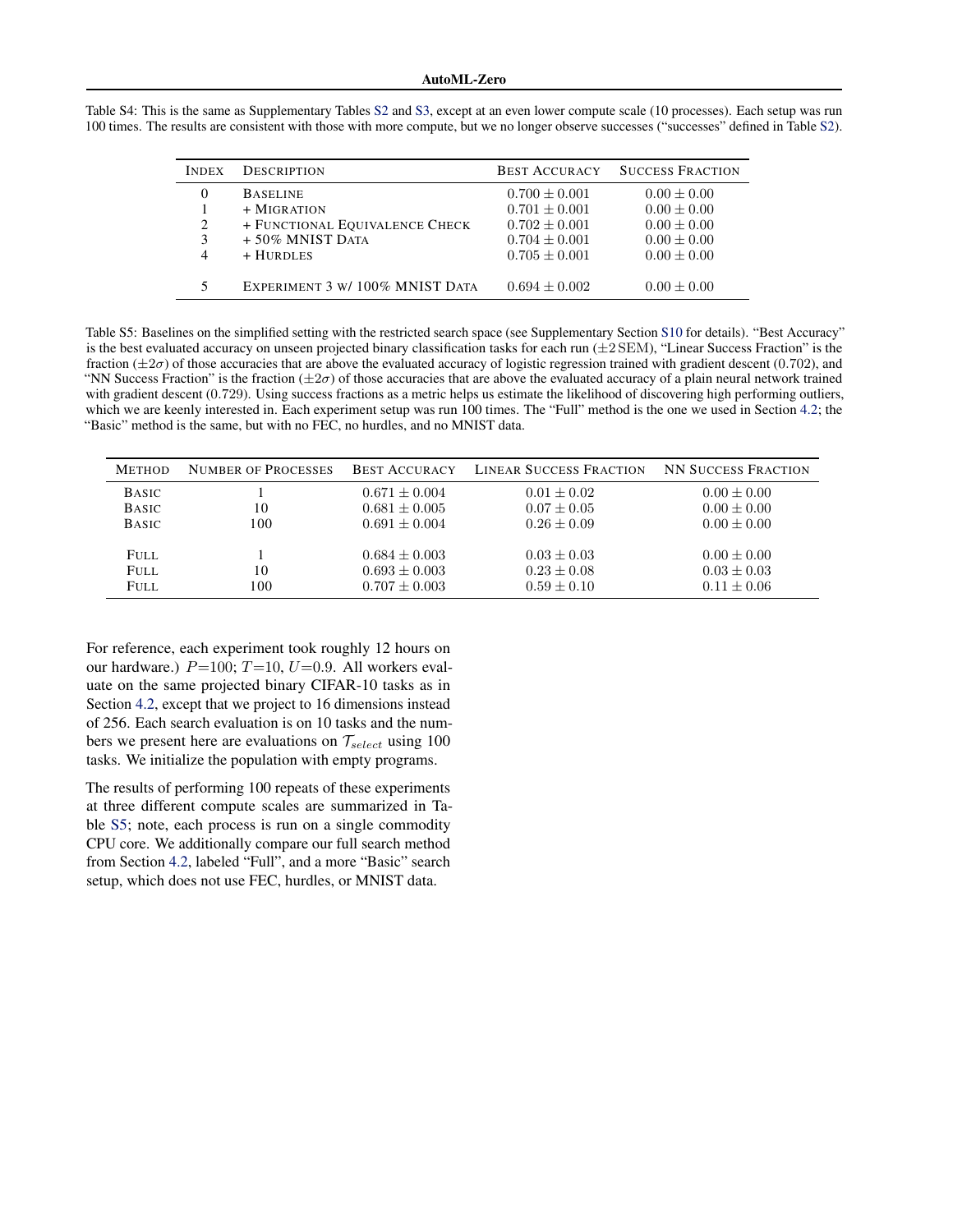Table S4: This is the same as Supplementary Tables S2 and S3, except at an even lower compute scale (10 processes). Each setup was run 100 times. The results are consistent with those with more compute, but we no longer observe successes ("successes" defined in Table S2).

| Index | Description | Best Accuracy | Success Fraction |
|---|---|---|---|
| 0 | Baseline | $0.700 \pm 0.001$ | $0.00 \pm 0.00$ |
| 1 | + Migration | $0.701 \pm 0.001$ | $0.00 \pm 0.00$ |
| 2 | + Functional Equivalence Check | $0.702 \pm 0.001$ | $0.00 \pm 0.00$ |
| 3 | + 50% MNIST Data | $0.704 \pm 0.001$ | $0.00 \pm 0.00$ |
| 4 | + Hurdles | $0.705 \pm 0.001$ | $0.00 \pm 0.00$ |
| 5 | Experiment 3 w/ 100% MNIST Data | $0.694 \pm 0.002$ | $0.00 \pm 0.00$ |

Table S5: Baselines on the simplified setting with the restricted search space (see Supplementary Section S10 for details). "Best Accuracy" is the best evaluated accuracy on unseen projected binary classification tasks for each run ($\pm 2$ SEM), "Linear Success Fraction" is the fraction ($\pm 2\sigma$) of those accuracies that are above the evaluated accuracy of logistic regression trained with gradient descent (0.702), and "NN Success Fraction" is the fraction ($\pm 2\sigma$) of those accuracies that are above the evaluated accuracy of a plain neural network trained with gradient descent (0.729). Using success fractions as a metric helps us estimate the likelihood of discovering high performing outliers, which we are keenly interested in. Each experiment setup was run 100 times. The "Full" method is the one we used in Section 4.2; the "Basic" method is the same, but with no FEC, no hurdles, and no MNIST data.

| Method | Number of Processes | Best Accuracy | Linear Success Fraction | NN Success Fraction |
|---|---|---|---|---|
| Basic | 1 | $0.671 \pm 0.004$ | $0.01 \pm 0.02$ | $0.00 \pm 0.00$ |
| Basic | 10 | $0.681 \pm 0.005$ | $0.07 \pm 0.05$ | $0.00 \pm 0.00$ |
| Basic | 100 | $0.691 \pm 0.004$ | $0.26 \pm 0.09$ | $0.00 \pm 0.00$ |
| Full | 1 | $0.684 \pm 0.003$ | $0.03 \pm 0.03$ | $0.00 \pm 0.00$ |
| Full | 10 | $0.693 \pm 0.003$ | $0.23 \pm 0.08$ | $0.03 \pm 0.03$ |
| Full | 100 | $0.707 \pm 0.003$ | $0.59 \pm 0.10$ | $0.11 \pm 0.06$ |

For reference, each experiment took roughly 12 hours on our hardware.) $P$=100; $T$=10, $U$=0.9. All workers evaluate on the same projected binary CIFAR-10 tasks as in Section 4.2, except that we project to 16 dimensions instead of 256. Each search evaluation is on 10 tasks and the numbers we present here are evaluations on $\mathcal{T}_{select}$ using 100 tasks. We initialize the population with empty programs.

The results of performing 100 repeats of these experiments at three different compute scales are summarized in Table S5; note, each process is run on a single commodity CPU core. We additionally compare our full search method from Section 4.2, labeled "Full", and a more "Basic" search setup, which does not use FEC, hurdles, or MNIST data.